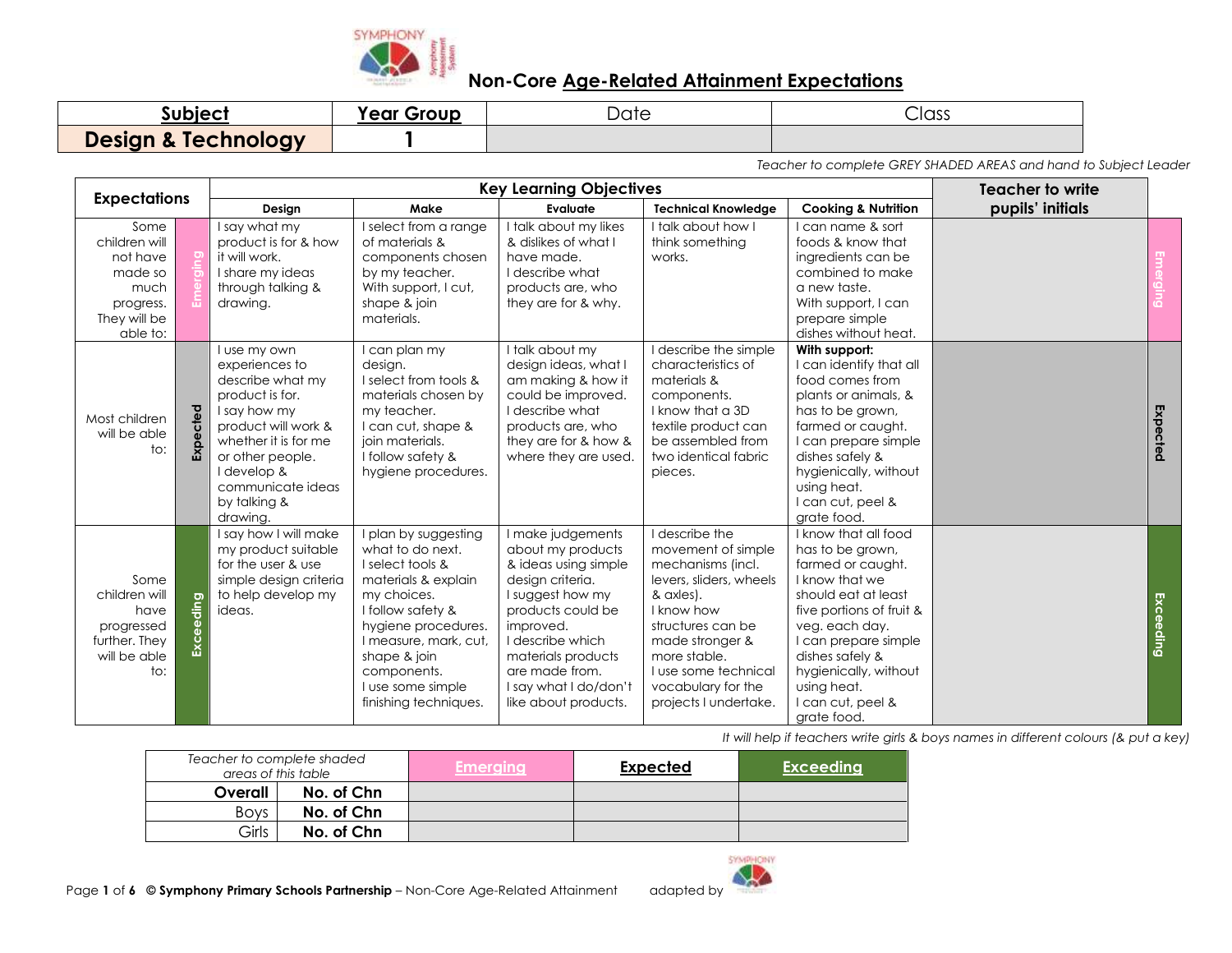# Non-Core Age-Related Attainment Expectations

| Subject | Year Group | Date | Class |
|---|---|---|---|
| **Design & Technology** | **1** | | |

*Teacher to complete GREY SHADED AREAS and hand to Subject Leader*

| Expectations | | Design | Make | Evaluate | Technical Knowledge | Cooking & Nutrition | Teacher to write pupils' initials | |
|---|---|---|---|---|---|---|---|---|
| Some children will not have made so much progress. They will be able to: | Emerging | I say what my product is for & how it will work.<br>I share my ideas through talking & drawing. | I select from a range of materials & components chosen by my teacher.<br>With support, I cut, shape & join materials. | I talk about my likes & dislikes of what I have made.<br>I describe what products are, who they are for & why. | I talk about how I think something works. | I can name & sort foods & know that ingredients can be combined to make a new taste.<br>With support, I can prepare simple dishes without heat. | | Emerging |
| Most children will be able to: | Expected | I use my own experiences to describe what my product is for.<br>I say how my product will work & whether it is for me or other people.<br>I develop & communicate ideas by talking & drawing. | I can plan my design.<br>I select from tools & materials chosen by my teacher.<br>I can cut, shape & join materials.<br>I follow safety & hygiene procedures. | I talk about my design ideas, what I am making & how it could be improved.<br>I describe what products are, who they are for & how & where they are used. | I describe the simple characteristics of materials & components.<br>I know that a 3D textile product can be assembled from two identical fabric pieces. | **With support:**<br>I can identify that all food comes from plants or animals, & has to be grown, farmed or caught.<br>I can prepare simple dishes safely & hygienically, without using heat.<br>I can cut, peel & grate food. | | Expected |
| Some children will have progressed further. They will be able to: | Exceeding | I say how I will make my product suitable for the user & use simple design criteria to help develop my ideas. | I plan by suggesting what to do next.<br>I select tools & materials & explain my choices.<br>I follow safety & hygiene procedures.<br>I measure, mark, cut, shape & join components.<br>I use some simple finishing techniques. | I make judgements about my products & ideas using simple design criteria.<br>I suggest how my products could be improved.<br>I describe which materials products are made from.<br>I say what I do/don't like about products. | I describe the movement of simple mechanisms (incl. levers, sliders, wheels & axles).<br>I know how structures can be made stronger & more stable.<br>I use some technical vocabulary for the projects I undertake. | I know that all food has to be grown, farmed or caught.<br>I know that we should eat at least five portions of fruit & veg. each day.<br>I can prepare simple dishes safely & hygienically, without using heat.<br>I can cut, peel & grate food. | | Exceeding |

*It will help if teachers write girls & boys names in different colours (& put a key)*

| *Teacher to complete shaded areas of this table* | | Emerging | Expected | Exceeding |
|---|---|---|---|---|
| **Overall** | **No. of Chn** | | | |
| Boys | **No. of Chn** | | | |
| Girls | **No. of Chn** | | | |

© **Symphony Primary Schools Partnership** – Non-Core Age-Related Attainment adapted by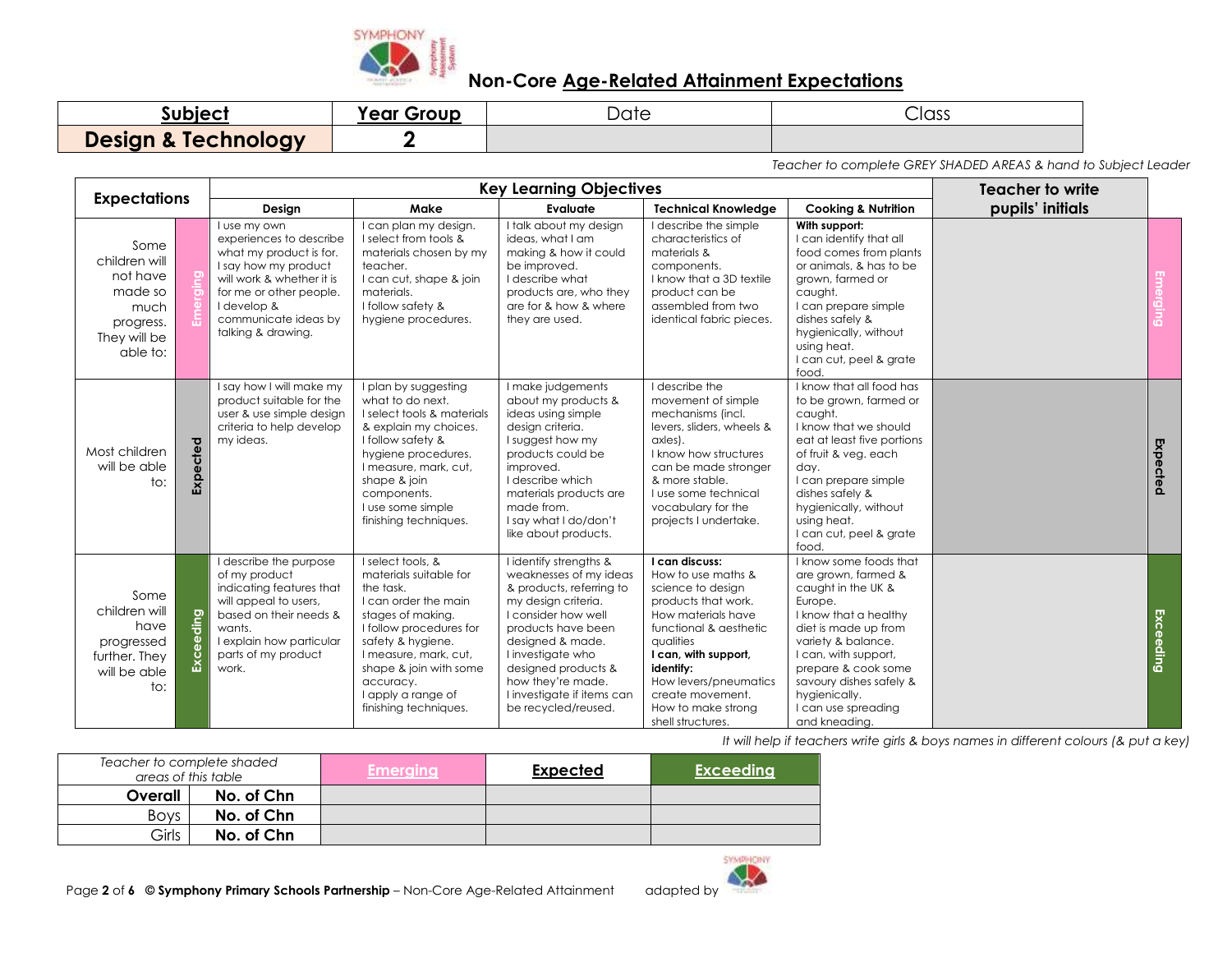# Non-Core Age-Related Attainment Expectations

| Subject | Year Group | Date | Class |
|---|---|---|---|
| **Design & Technology** | **2** | | |

*Teacher to complete GREY SHADED AREAS & hand to Subject Leader*

| Expectations | | Key Learning Objectives: Design | Make | Evaluate | Technical Knowledge | Cooking & Nutrition | Teacher to write pupils' initials | |
|---|---|---|---|---|---|---|---|---|
| Some children will not have made so much progress. They will be able to: | Emerging | I use my own experiences to describe what my product is for.<br>I say how my product will work & whether it is for me or other people.<br>I develop & communicate ideas by talking & drawing. | I can plan my design.<br>I select from tools & materials chosen by my teacher.<br>I can cut, shape & join materials.<br>I follow safety & hygiene procedures. | I talk about my design ideas, what I am making & how it could be improved.<br>I describe what products are, who they are for & how & where they are used. | I describe the simple characteristics of materials & components.<br>I know that a 3D textile product can be assembled from two identical fabric pieces. | **With support:**<br>I can identify that all food comes from plants or animals, & has to be grown, farmed or caught.<br>I can prepare simple dishes safely & hygienically, without using heat.<br>I can cut, peel & grate food. | | Emerging |
| Most children will be able to: | Expected | I say how I will make my product suitable for the user & use simple design criteria to help develop my ideas. | I plan by suggesting what to do next.<br>I select tools & materials & explain my choices.<br>I follow safety & hygiene procedures.<br>I measure, mark, cut, shape & join components.<br>I use some simple finishing techniques. | I make judgements about my products & ideas using simple design criteria.<br>I suggest how my products could be improved.<br>I describe which materials products are made from.<br>I say what I do/don't like about products. | I describe the movement of simple mechanisms (incl. levers, sliders, wheels & axles).<br>I know how structures can be made stronger & more stable.<br>I use some technical vocabulary for the projects I undertake. | I know that all food has to be grown, farmed or caught.<br>I know that we should eat at least five portions of fruit & veg. each day.<br>I can prepare simple dishes safely & hygienically, without using heat.<br>I can cut, peel & grate food. | | Expected |
| Some children will have progressed further. They will be able to: | Exceeding | I describe the purpose of my product indicating features that will appeal to users, based on their needs & wants.<br>I explain how particular parts of my product work. | I select tools, & materials suitable for the task.<br>I can order the main stages of making.<br>I follow procedures for safety & hygiene.<br>I measure, mark, cut, shape & join with some accuracy.<br>I apply a range of finishing techniques. | I identify strengths & weaknesses of my ideas & products, referring to my design criteria.<br>I consider how well products have been designed & made.<br>I investigate who designed products & how they're made.<br>I investigate if items can be recycled/reused. | **I can discuss:**<br>How to use maths & science to design products that work.<br>How materials have functional & aesthetic qualities<br>**I can, with support, identify:**<br>How levers/pneumatics create movement.<br>How to make strong shell structures. | I know some foods that are grown, farmed & caught in the UK & Europe.<br>I know that a healthy diet is made up from variety & balance.<br>I can, with support, prepare & cook some savoury dishes safely & hygienically.<br>I can use spreading and kneading. | | Exceeding |

*It will help if teachers write girls & boys names in different colours (& put a key)*

| *Teacher to complete shaded areas of this table* | | Emerging | Expected | Exceeding |
|---|---|---|---|---|
| **Overall** | **No. of Chn** | | | |
| Boys | **No. of Chn** | | | |
| Girls | **No. of Chn** | | | |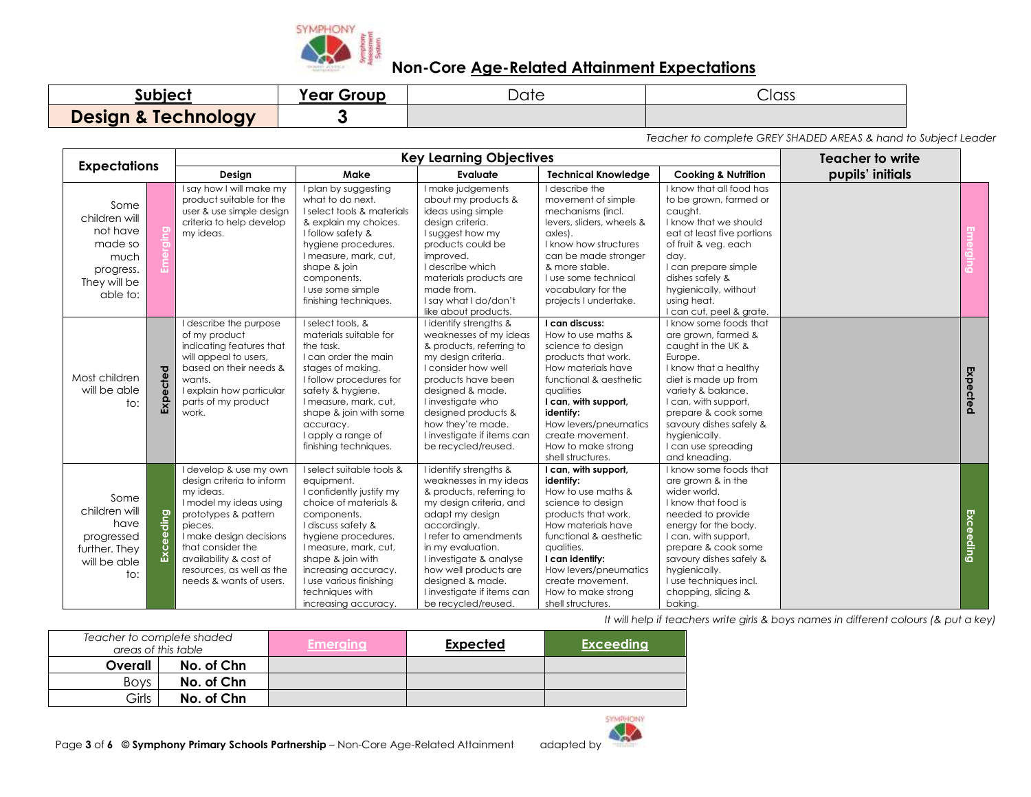## Non-Core Age-Related Attainment Expectations

| Subject | Year Group | Date | Class |
|---|---|---|---|
| **Design & Technology** | **3** | | |

*Teacher to complete GREY SHADED AREAS & hand to Subject Leader*

| Expectations | | Key Learning Objectives: Design | Make | Evaluate | Technical Knowledge | Cooking & Nutrition | Teacher to write pupils' initials | |
|---|---|---|---|---|---|---|---|---|
| Some children will not have made so much progress. They will be able to: | Emerging | I say how I will make my product suitable for the user & use simple design criteria to help develop my ideas. | I plan by suggesting what to do next. I select tools & materials & explain my choices. I follow safety & hygiene procedures. I measure, mark, cut, shape & join components. I use some simple finishing techniques. | I make judgements about my products & ideas using simple design criteria. I suggest how my products could be improved. I describe which materials products are made from. I say what I do/don't like about products. | I describe the movement of simple mechanisms (incl. levers, sliders, wheels & axles). I know how structures can be made stronger & more stable. I use some technical vocabulary for the projects I undertake. | I know that all food has to be grown, farmed or caught. I know that we should eat at least five portions of fruit & veg. each day. I can prepare simple dishes safely & hygienically, without using heat. I can cut, peel & grate. | | Emerging |
| Most children will be able to: | Expected | I describe the purpose of my product indicating features that will appeal to users, based on their needs & wants. I explain how particular parts of my product work. | I select tools, & materials suitable for the task. I can order the main stages of making. I follow procedures for safety & hygiene. I measure, mark, cut, shape & join with some accuracy. I apply a range of finishing techniques. | I identify strengths & weaknesses of my ideas & products, referring to my design criteria. I consider how well products have been designed & made. I investigate who designed products & how they're made. I investigate if items can be recycled/reused. | **I can discuss:** How to use maths & science to design products that work. How materials have functional & aesthetic qualities **I can, with support, identify:** How levers/pneumatics create movement. How to make strong shell structures. | I know some foods that are grown, farmed & caught in the UK & Europe. I know that a healthy diet is made up from variety & balance. I can, with support, prepare & cook some savoury dishes safely & hygienically. I can use spreading and kneading. | | Expected |
| Some children will have progressed further. They will be able to: | Exceeding | I develop & use my own design criteria to inform my ideas. I model my ideas using prototypes & pattern pieces. I make design decisions that consider the availability & cost of resources, as well as the needs & wants of users. | I select suitable tools & equipment. I confidently justify my choice of materials & components. I discuss safety & hygiene procedures. I measure, mark, cut, shape & join with increasing accuracy. I use various finishing techniques with increasing accuracy. | I identify strengths & weaknesses in my ideas & products, referring to my design criteria, and adapt my design accordingly. I refer to amendments in my evaluation. I investigate & analyse how well products are designed & made. I investigate if items can be recycled/reused. | **I can, with support, identify:** How to use maths & science to design products that work. How materials have functional & aesthetic qualities. **I can identify:** How levers/pneumatics create movement. How to make strong shell structures. | I know some foods that are grown & in the wider world. I know that food is needed to provide energy for the body. I can, with support, prepare & cook some savoury dishes safely & hygienically. I use techniques incl. chopping, slicing & baking. | | Exceeding |

*It will help if teachers write girls & boys names in different colours (& put a key)*

| *Teacher to complete shaded areas of this table* | | **Emerging** | **Expected** | **Exceeding** |
|---|---|---|---|---|
| **Overall** | **No. of Chn** | | | |
| Boys | **No. of Chn** | | | |
| Girls | **No. of Chn** | | | |

© **Symphony Primary Schools Partnership** – Non-Core Age-Related Attainment adapted by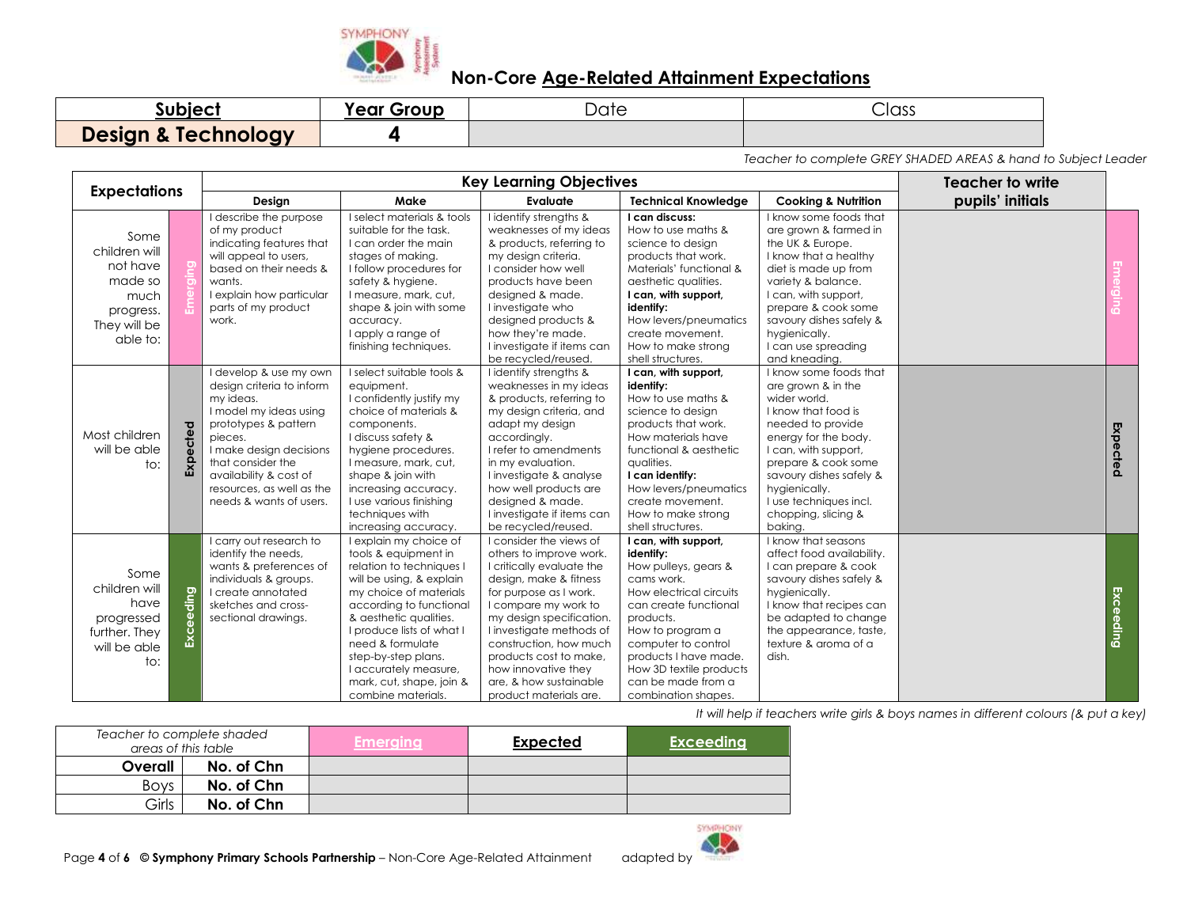# Non-Core Age-Related Attainment Expectations

| Subject | Year Group | Date | Class |
|---|---|---|---|
| **Design & Technology** | **4** | | |

*Teacher to complete GREY SHADED AREAS & hand to Subject Leader*

| Expectations | | Key Learning Objectives: Design | Make | Evaluate | Technical Knowledge | Cooking & Nutrition | Teacher to write pupils' initials | |
|---|---|---|---|---|---|---|---|---|
| Some children will not have made so much progress. They will be able to: | Emerging | I describe the purpose of my product indicating features that will appeal to users, based on their needs & wants. I explain how particular parts of my product work. | I select materials & tools suitable for the task. I can order the main stages of making. I follow procedures for safety & hygiene. I measure, mark, cut, shape & join with some accuracy. I apply a range of finishing techniques. | I identify strengths & weaknesses of my ideas & products, referring to my design criteria. I consider how well products have been designed & made. I investigate who designed products & how they're made. I investigate if items can be recycled/reused. | **I can discuss:** How to use maths & science to design products that work. Materials' functional & aesthetic qualities. **I can, with support, identify:** How levers/pneumatics create movement. How to make strong shell structures. | I know some foods that are grown & farmed in the UK & Europe. I know that a healthy diet is made up from variety & balance. I can, with support, prepare & cook some savoury dishes safely & hygienically. I can use spreading and kneading. | | Emerging |
| Most children will be able to: | Expected | I develop & use my own design criteria to inform my ideas. I model my ideas using prototypes & pattern pieces. I make design decisions that consider the availability & cost of resources, as well as the needs & wants of users. | I select suitable tools & equipment. I confidently justify my choice of materials & components. I discuss safety & hygiene procedures. I measure, mark, cut, shape & join with increasing accuracy. I use various finishing techniques with increasing accuracy. | I identify strengths & weaknesses in my ideas & products, referring to my design criteria, and adapt my design accordingly. I refer to amendments in my evaluation. I investigate & analyse how well products are designed & made. I investigate if items can be recycled/reused. | **I can, with support, identify:** How to use maths & science to design products that work. How materials have functional & aesthetic qualities. **I can identify:** How levers/pneumatics create movement. How to make strong shell structures. | I know some foods that are grown & in the wider world. I know that food is needed to provide energy for the body. I can, with support, prepare & cook some savoury dishes safely & hygienically. I use techniques incl. chopping, slicing & baking. | | Expected |
| Some children will have progressed further. They will be able to: | Exceeding | I carry out research to identify the needs, wants & preferences of individuals & groups. I create annotated sketches and cross-sectional drawings. | I explain my choice of tools & equipment in relation to techniques I will be using, & explain my choice of materials according to functional & aesthetic qualities. I produce lists of what I need & formulate step-by-step plans. I accurately measure, mark, cut, shape, join & combine materials. | I consider the views of others to improve work. I critically evaluate the design, make & fitness for purpose as I work. I compare my work to my design specification. I investigate methods of construction, how much products cost to make, how innovative they are, & how sustainable product materials are. | **I can, with support, identify:** How pulleys, gears & cams work. How electrical circuits can create functional products. How to program a computer to control products I have made. How 3D textile products can be made from a combination shapes. | I know that seasons affect food availability. I can prepare & cook savoury dishes safely & hygienically. I know that recipes can be adapted to change the appearance, taste, texture & aroma of a dish. | | Exceeding |

*It will help if teachers write girls & boys names in different colours (& put a key)*

| *Teacher to complete shaded areas of this table* | | Emerging | Expected | Exceeding |
|---|---|---|---|---|
| **Overall** | **No. of Chn** | | | |
| Boys | **No. of Chn** | | | |
| Girls | **No. of Chn** | | | |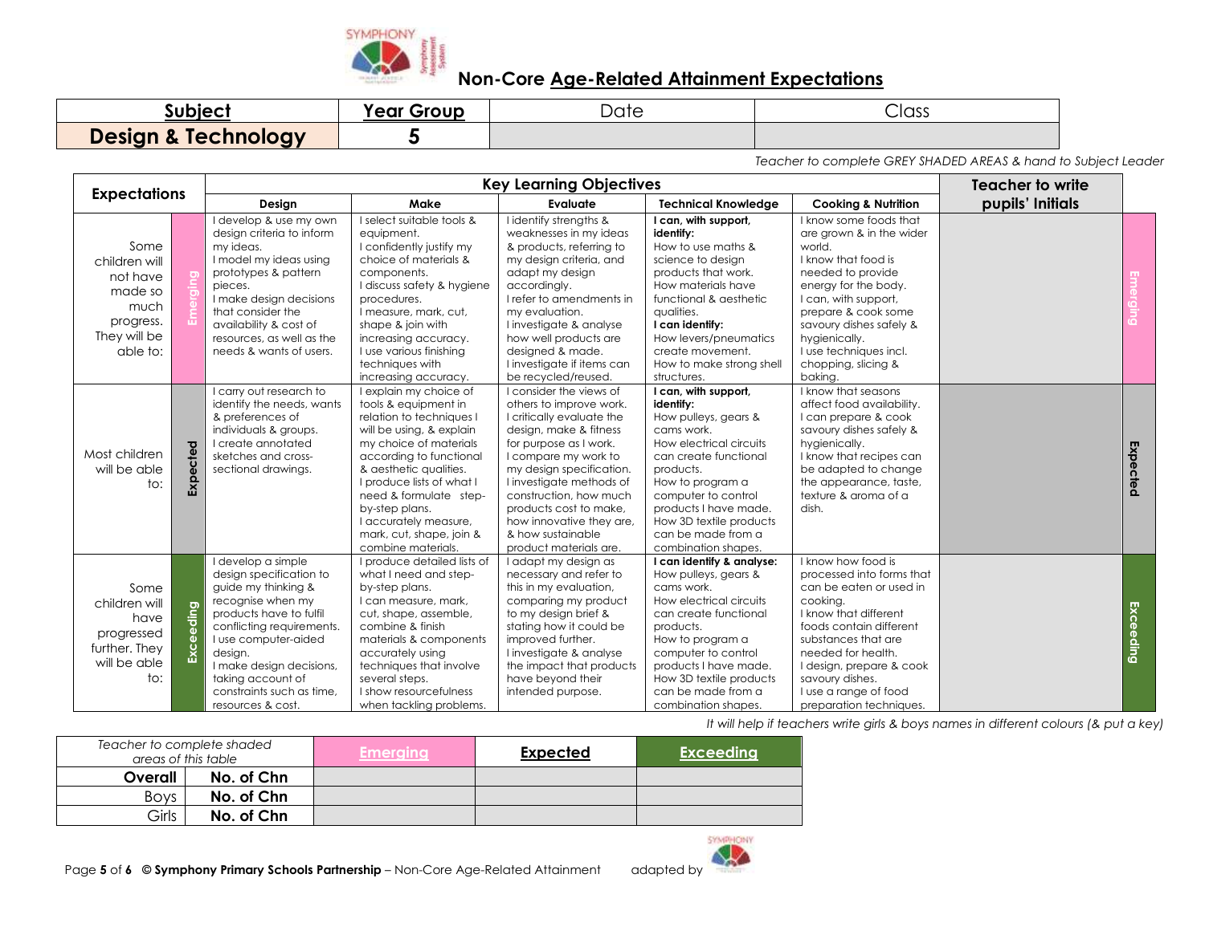# Non-Core Age-Related Attainment Expectations

| Subject | Year Group | Date | Class |
|---|---|---|---|
| **Design & Technology** | **5** | | |

*Teacher to complete GREY SHADED AREAS & hand to Subject Leader*

| Expectations | | Design | Make | Evaluate | Technical Knowledge | Cooking & Nutrition | Teacher to write pupils' Initials | |
|---|---|---|---|---|---|---|---|---|
| Some children will not have made so much progress. They will be able to: | Emerging | I develop & use my own design criteria to inform my ideas. I model my ideas using prototypes & pattern pieces. I make design decisions that consider the availability & cost of resources, as well as the needs & wants of users. | I select suitable tools & equipment. I confidently justify my choice of materials & components. I discuss safety & hygiene procedures. I measure, mark, cut, shape & join with increasing accuracy. I use various finishing techniques with increasing accuracy. | I identify strengths & weaknesses in my ideas & products, referring to my design criteria, and adapt my design accordingly. I refer to amendments in my evaluation. I investigate & analyse how well products are designed & made. I investigate if items can be recycled/reused. | **I can, with support, identify:** How to use maths & science to design products that work. How materials have functional & aesthetic qualities. **I can identify:** How levers/pneumatics create movement. How to make strong shell structures. | I know some foods that are grown & in the wider world. I know that food is needed to provide energy for the body. I can, with support, prepare & cook some savoury dishes safely & hygienically. I use techniques incl. chopping, slicing & baking. | | Emerging |
| Most children will be able to: | Expected | I carry out research to identify the needs, wants & preferences of individuals & groups. I create annotated sketches and cross-sectional drawings. | I explain my choice of tools & equipment in relation to techniques I will be using, & explain my choice of materials according to functional & aesthetic qualities. I produce lists of what I need & formulate step-by-step plans. I accurately measure, mark, cut, shape, join & combine materials. | I consider the views of others to improve work. I critically evaluate the design, make & fitness for purpose as I work. I compare my work to my design specification. I investigate methods of construction, how much products cost to make, how innovative they are, & how sustainable product materials are. | **I can, with support, identify:** How pulleys, gears & cams work. How electrical circuits can create functional products. How to program a computer to control products I have made. How 3D textile products can be made from a combination shapes. | I know that seasons affect food availability. I can prepare & cook savoury dishes safely & hygienically. I know that recipes can be adapted to change the appearance, taste, texture & aroma of a dish. | | Expected |
| Some children will have progressed further. They will be able to: | Exceeding | I develop a simple design specification to guide my thinking & recognise when my products have to fulfil conflicting requirements. I use computer-aided design. I make design decisions, taking account of constraints such as time, resources & cost. | I produce detailed lists of what I need and step-by-step plans. I can measure, mark, cut, shape, assemble, combine & finish materials & components accurately using techniques that involve several steps. I show resourcefulness when tackling problems. | I adapt my design as necessary and refer to this in my evaluation, comparing my product to my design brief & stating how it could be improved further. I investigate & analyse the impact that products have beyond their intended purpose. | **I can identify & analyse:** How pulleys, gears & cams work. How electrical circuits can create functional products. How to program a computer to control products I have made. How 3D textile products can be made from a combination shapes. | I know how food is processed into forms that can be eaten or used in cooking. I know that different foods contain different substances that are needed for health. I design, prepare & cook savoury dishes. I use a range of food preparation techniques. | | Exceeding |

*It will help if teachers write girls & boys names in different colours (& put a key)*

| *Teacher to complete shaded areas of this table* | | Emerging | Expected | Exceeding |
|---|---|---|---|---|
| **Overall** | **No. of Chn** | | | |
| Boys | **No. of Chn** | | | |
| Girls | **No. of Chn** | | | |

© **Symphony Primary Schools Partnership** – Non-Core Age-Related Attainment adapted by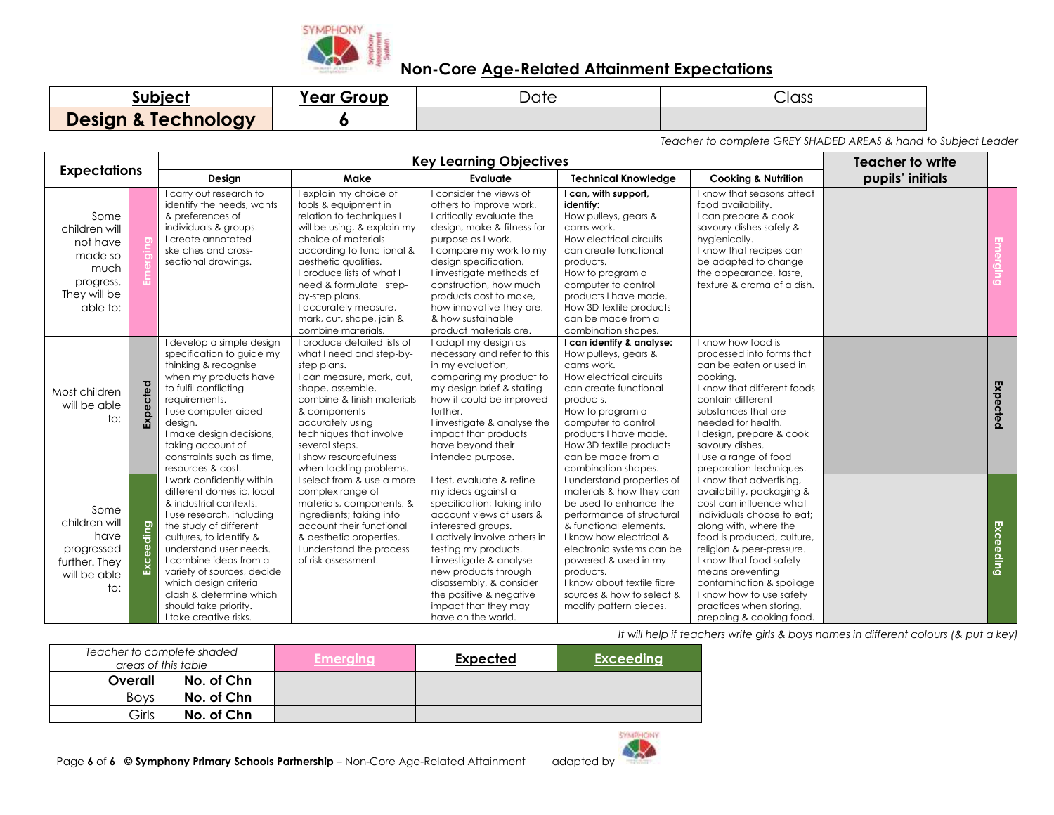# Non-Core Age-Related Attainment Expectations

| Subject | Year Group | Date | Class |
|---|---|---|---|
| **Design & Technology** | **6** | | |

*Teacher to complete GREY SHADED AREAS & hand to Subject Leader*

| Expectations | | Design | Make | Evaluate | Technical Knowledge | Cooking & Nutrition | Teacher to write pupils' initials | |
|---|---|---|---|---|---|---|---|---|
| Some children will not have made so much progress. They will be able to: | Emerging | I carry out research to identify the needs, wants & preferences of individuals & groups. I create annotated sketches and cross-sectional drawings. | I explain my choice of tools & equipment in relation to techniques I will be using, & explain my choice of materials according to functional & aesthetic qualities. I produce lists of what I need & formulate step-by-step plans. I accurately measure, mark, cut, shape, join & combine materials. | I consider the views of others to improve work. I critically evaluate the design, make & fitness for purpose as I work. I compare my work to my design specification. I investigate methods of construction, how much products cost to make, how innovative they are, & how sustainable product materials are. | **I can, with support, identify:** How pulleys, gears & cams work. How electrical circuits can create functional products. How to program a computer to control products I have made. How 3D textile products can be made from a combination shapes. | I know that seasons affect food availability. I can prepare & cook savoury dishes safely & hygienically. I know that recipes can be adapted to change the appearance, taste, texture & aroma of a dish. | | Emerging |
| Most children will be able to: | Expected | I develop a simple design specification to guide my thinking & recognise when my products have to fulfil conflicting requirements. I use computer-aided design. I make design decisions, taking account of constraints such as time, resources & cost. | I produce detailed lists of what I need and step-by-step plans. I can measure, mark, cut, shape, assemble, combine & finish materials & components accurately using techniques that involve several steps. I show resourcefulness when tackling problems. | I adapt my design as necessary and refer to this in my evaluation, comparing my product to my design brief & stating how it could be improved further. I investigate & analyse the impact that products have beyond their intended purpose. | **I can identify & analyse:** How pulleys, gears & cams work. How electrical circuits can create functional products. How to program a computer to control products I have made. How 3D textile products can be made from a combination shapes. | I know how food is processed into forms that can be eaten or used in cooking. I know that different foods contain different substances that are needed for health. I design, prepare & cook savoury dishes. I use a range of food preparation techniques. | | Expected |
| Some children will have progressed further. They will be able to: | Exceeding | I work confidently within different domestic, local & industrial contexts. I use research, including the study of different cultures, to identify & understand user needs. I combine ideas from a variety of sources, decide which design criteria clash & determine which should take priority. I take creative risks. | I select from & use a more complex range of materials, components, & ingredients; taking into account their functional & aesthetic properties. I understand the process of risk assessment. | I test, evaluate & refine my ideas against a specification; taking into account views of users & interested groups. I actively involve others in testing my products. I investigate & analyse new products through disassembly, & consider the positive & negative impact that they may have on the world. | I understand properties of materials & how they can be used to enhance the performance of structural & functional elements. I know how electrical & electronic systems can be powered & used in my products. I know about textile fibre sources & how to select & modify pattern pieces. | I know that advertising, availability, packaging & cost can influence what individuals choose to eat; along with, where the food is produced, culture, religion & peer-pressure. I know that food safety means preventing contamination & spoilage I know how to use safety practices when storing, prepping & cooking food. | | Exceeding |

*It will help if teachers write girls & boys names in different colours (& put a key)*

| *Teacher to complete shaded areas of this table* | | Emerging | Expected | Exceeding |
|---|---|---|---|---|
| **Overall** | **No. of Chn** | | | |
| Boys | **No. of Chn** | | | |
| Girls | **No. of Chn** | | | |